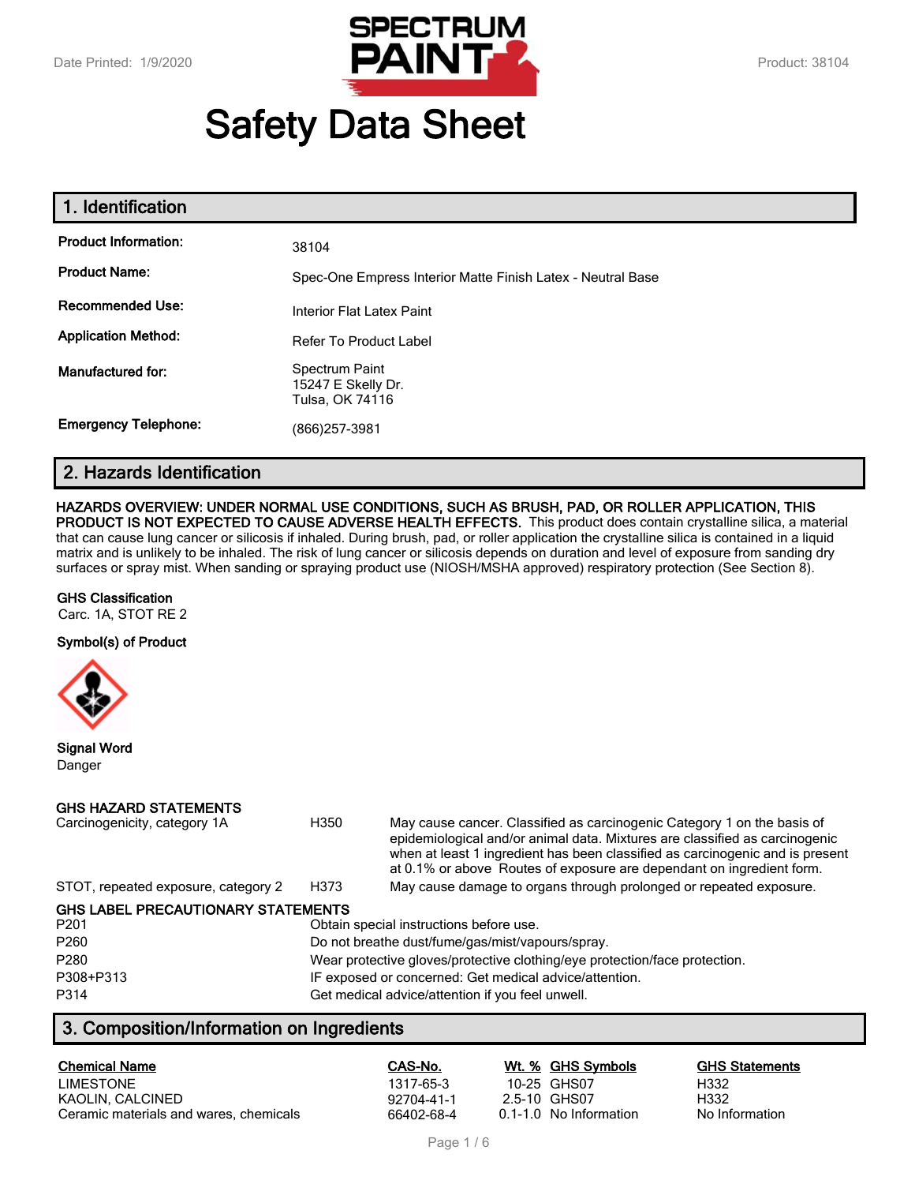# Safety Data Sheet

## 1. Identification

| | |
|---|---|
| **Product Information:** | 38104 |
| **Product Name:** | Spec-One Empress Interior Matte Finish Latex - Neutral Base |
| **Recommended Use:** | Interior Flat Latex Paint |
| **Application Method:** | Refer To Product Label |
| **Manufactured for:** | Spectrum Paint<br>15247 E Skelly Dr.<br>Tulsa, OK 74116 |
| **Emergency Telephone:** | (866)257-3981 |

## 2. Hazards Identification

**HAZARDS OVERVIEW: UNDER NORMAL USE CONDITIONS, SUCH AS BRUSH, PAD, OR ROLLER APPLICATION, THIS PRODUCT IS NOT EXPECTED TO CAUSE ADVERSE HEALTH EFFECTS.** This product does contain crystalline silica, a material that can cause lung cancer or silicosis if inhaled. During brush, pad, or roller application the crystalline silica is contained in a liquid matrix and is unlikely to be inhaled. The risk of lung cancer or silicosis depends on duration and level of exposure from sanding dry surfaces or spray mist. When sanding or spraying product use (NIOSH/MSHA approved) respiratory protection (See Section 8).

**GHS Classification**

Carc. 1A, STOT RE 2

**Symbol(s) of Product**

**Signal Word**

Danger

**GHS HAZARD STATEMENTS**

| | | |
|---|---|---|
| Carcinogenicity, category 1A | H350 | May cause cancer. Classified as carcinogenic Category 1 on the basis of epidemiological and/or animal data. Mixtures are classified as carcinogenic when at least 1 ingredient has been classified as carcinogenic and is present at 0.1% or above Routes of exposure are dependant on ingredient form. |
| STOT, repeated exposure, category 2 | H373 | May cause damage to organs through prolonged or repeated exposure. |

**GHS LABEL PRECAUTIONARY STATEMENTS**

| | |
|---|---|
| P201 | Obtain special instructions before use. |
| P260 | Do not breathe dust/fume/gas/mist/vapours/spray. |
| P280 | Wear protective gloves/protective clothing/eye protection/face protection. |
| P308+P313 | IF exposed or concerned: Get medical advice/attention. |
| P314 | Get medical advice/attention if you feel unwell. |

## 3. Composition/Information on Ingredients

| Chemical Name | CAS-No. | Wt. % | GHS Symbols | GHS Statements |
|---|---|---|---|---|
| LIMESTONE | 1317-65-3 | 10-25 | GHS07 | H332 |
| KAOLIN, CALCINED | 92704-41-1 | 2.5-10 | GHS07 | H332 |
| Ceramic materials and wares, chemicals | 66402-68-4 | 0.1-1.0 | No Information | No Information |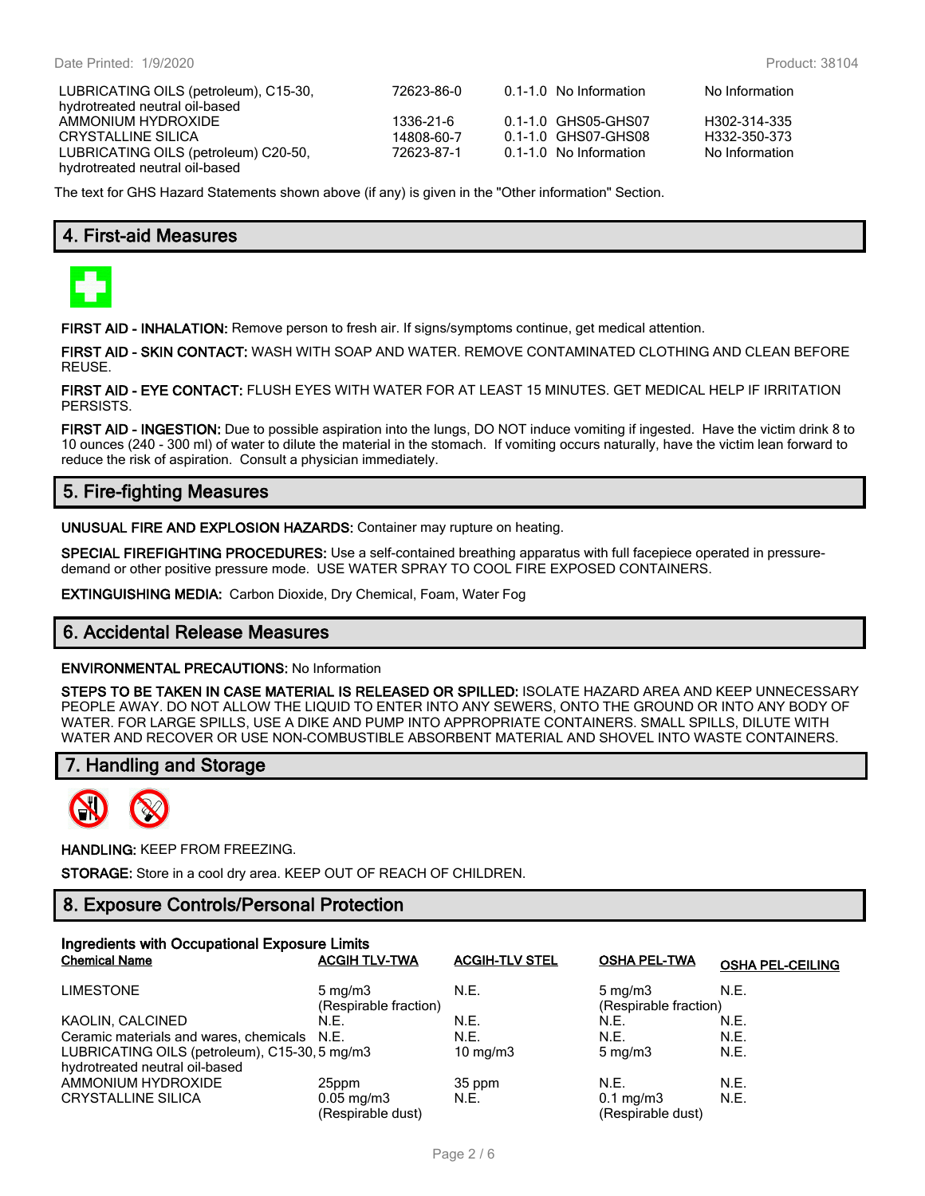| | | | | |
|---|---|---|---|---|
| LUBRICATING OILS (petroleum), C15-30, hydrotreated neutral oil-based | 72623-86-0 | 0.1-1.0 | No Information | No Information |
| AMMONIUM HYDROXIDE | 1336-21-6 | 0.1-1.0 | GHS05-GHS07 | H302-314-335 |
| CRYSTALLINE SILICA | 14808-60-7 | 0.1-1.0 | GHS07-GHS08 | H332-350-373 |
| LUBRICATING OILS (petroleum) C20-50, hydrotreated neutral oil-based | 72623-87-1 | 0.1-1.0 | No Information | No Information |

The text for GHS Hazard Statements shown above (if any) is given in the "Other information" Section.

## 4. First-aid Measures

**FIRST AID - INHALATION:** Remove person to fresh air. If signs/symptoms continue, get medical attention.

**FIRST AID - SKIN CONTACT:** WASH WITH SOAP AND WATER. REMOVE CONTAMINATED CLOTHING AND CLEAN BEFORE REUSE.

**FIRST AID - EYE CONTACT:** FLUSH EYES WITH WATER FOR AT LEAST 15 MINUTES. GET MEDICAL HELP IF IRRITATION PERSISTS.

**FIRST AID - INGESTION:** Due to possible aspiration into the lungs, DO NOT induce vomiting if ingested. Have the victim drink 8 to 10 ounces (240 - 300 ml) of water to dilute the material in the stomach. If vomiting occurs naturally, have the victim lean forward to reduce the risk of aspiration. Consult a physician immediately.

## 5. Fire-fighting Measures

**UNUSUAL FIRE AND EXPLOSION HAZARDS:** Container may rupture on heating.

**SPECIAL FIREFIGHTING PROCEDURES:** Use a self-contained breathing apparatus with full facepiece operated in pressure-demand or other positive pressure mode. USE WATER SPRAY TO COOL FIRE EXPOSED CONTAINERS.

**EXTINGUISHING MEDIA:** Carbon Dioxide, Dry Chemical, Foam, Water Fog

## 6. Accidental Release Measures

**ENVIRONMENTAL PRECAUTIONS:** No Information

**STEPS TO BE TAKEN IN CASE MATERIAL IS RELEASED OR SPILLED:** ISOLATE HAZARD AREA AND KEEP UNNECESSARY PEOPLE AWAY. DO NOT ALLOW THE LIQUID TO ENTER INTO ANY SEWERS, ONTO THE GROUND OR INTO ANY BODY OF WATER. FOR LARGE SPILLS, USE A DIKE AND PUMP INTO APPROPRIATE CONTAINERS. SMALL SPILLS, DILUTE WITH WATER AND RECOVER OR USE NON-COMBUSTIBLE ABSORBENT MATERIAL AND SHOVEL INTO WASTE CONTAINERS.

## 7. Handling and Storage

**HANDLING:** KEEP FROM FREEZING.

**STORAGE:** Store in a cool dry area. KEEP OUT OF REACH OF CHILDREN.

## 8. Exposure Controls/Personal Protection

**Ingredients with Occupational Exposure Limits**

| Chemical Name | ACGIH TLV-TWA | ACGIH-TLV STEL | OSHA PEL-TWA | OSHA PEL-CEILING |
|---|---|---|---|---|
| LIMESTONE | 5 mg/m3 (Respirable fraction) | N.E. | 5 mg/m3 (Respirable fraction) | N.E. |
| KAOLIN, CALCINED | N.E. | N.E. | N.E. | N.E. |
| Ceramic materials and wares, chemicals | N.E. | N.E. | N.E. | N.E. |
| LUBRICATING OILS (petroleum), C15-30, hydrotreated neutral oil-based | 5 mg/m3 | 10 mg/m3 | 5 mg/m3 | N.E. |
| AMMONIUM HYDROXIDE | 25ppm | 35 ppm | N.E. | N.E. |
| CRYSTALLINE SILICA | 0.05 mg/m3 (Respirable dust) | N.E. | 0.1 mg/m3 (Respirable dust) | N.E. |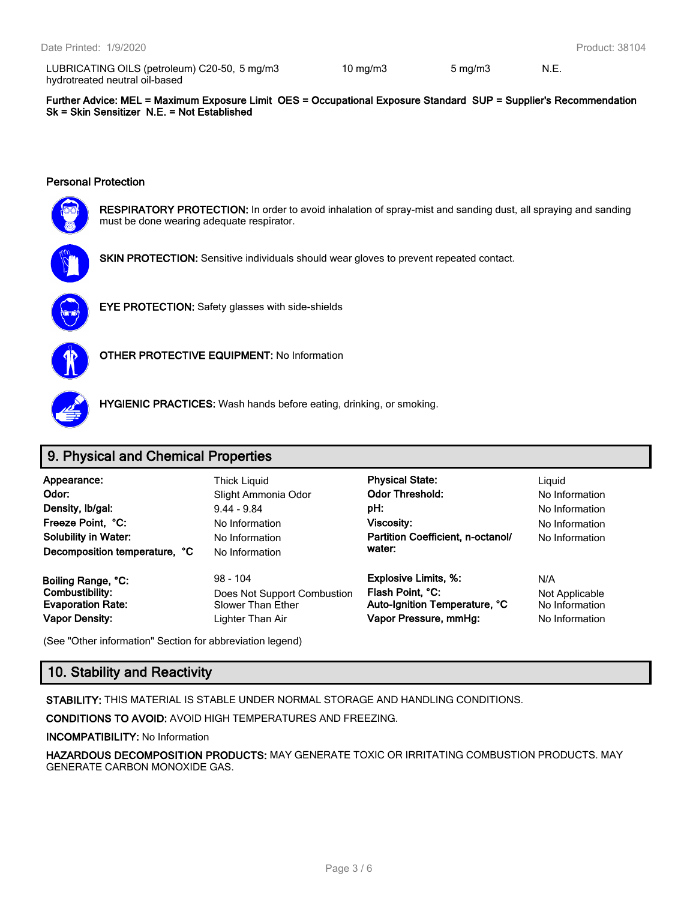| LUBRICATING OILS (petroleum) C20-50, hydrotreated neutral oil-based | 5 mg/m3 | 10 mg/m3 | 5 mg/m3 | N.E. |
|---|---|---|---|---|

**Further Advice: MEL = Maximum Exposure Limit OES = Occupational Exposure Standard SUP = Supplier's Recommendation Sk = Skin Sensitizer N.E. = Not Established**

**Personal Protection**

**RESPIRATORY PROTECTION:** In order to avoid inhalation of spray-mist and sanding dust, all spraying and sanding must be done wearing adequate respirator.

**SKIN PROTECTION:** Sensitive individuals should wear gloves to prevent repeated contact.

**EYE PROTECTION:** Safety glasses with side-shields

**OTHER PROTECTIVE EQUIPMENT:** No Information

**HYGIENIC PRACTICES:** Wash hands before eating, drinking, or smoking.

## 9. Physical and Chemical Properties

| | | | |
|---|---|---|---|
| **Appearance:** | Thick Liquid | **Physical State:** | Liquid |
| **Odor:** | Slight Ammonia Odor | **Odor Threshold:** | No Information |
| **Density, lb/gal:** | 9.44 - 9.84 | **pH:** | No Information |
| **Freeze Point, °C:** | No Information | **Viscosity:** | No Information |
| **Solubility in Water:** | No Information | **Partition Coefficient, n-octanol/ water:** | No Information |
| **Decomposition temperature, °C** | No Information | | |
| **Boiling Range, °C:** | 98 - 104 | **Explosive Limits, %:** | N/A |
| **Combustibility:** | Does Not Support Combustion | **Flash Point, °C:** | Not Applicable |
| **Evaporation Rate:** | Slower Than Ether | **Auto-Ignition Temperature, °C** | No Information |
| **Vapor Density:** | Lighter Than Air | **Vapor Pressure, mmHg:** | No Information |

(See "Other information" Section for abbreviation legend)

## 10. Stability and Reactivity

**STABILITY:** THIS MATERIAL IS STABLE UNDER NORMAL STORAGE AND HANDLING CONDITIONS.

**CONDITIONS TO AVOID:** AVOID HIGH TEMPERATURES AND FREEZING.

**INCOMPATIBILITY:** No Information

**HAZARDOUS DECOMPOSITION PRODUCTS:** MAY GENERATE TOXIC OR IRRITATING COMBUSTION PRODUCTS. MAY GENERATE CARBON MONOXIDE GAS.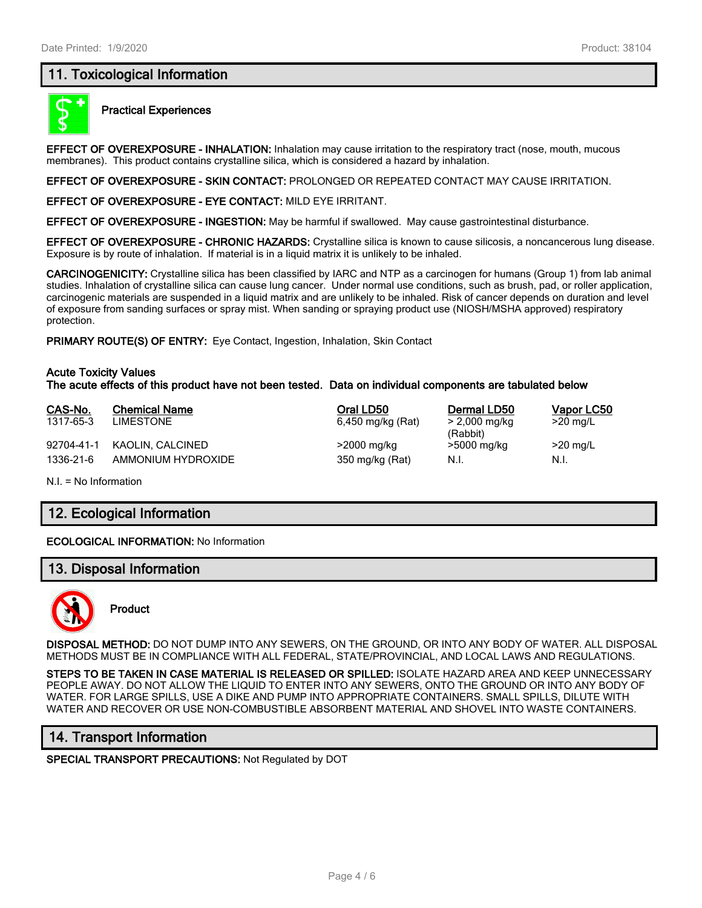## 11. Toxicological Information

**Practical Experiences**

**EFFECT OF OVEREXPOSURE - INHALATION:** Inhalation may cause irritation to the respiratory tract (nose, mouth, mucous membranes). This product contains crystalline silica, which is considered a hazard by inhalation.

**EFFECT OF OVEREXPOSURE - SKIN CONTACT:** PROLONGED OR REPEATED CONTACT MAY CAUSE IRRITATION.

**EFFECT OF OVEREXPOSURE - EYE CONTACT:** MILD EYE IRRITANT.

**EFFECT OF OVEREXPOSURE - INGESTION:** May be harmful if swallowed. May cause gastrointestinal disturbance.

**EFFECT OF OVEREXPOSURE - CHRONIC HAZARDS:** Crystalline silica is known to cause silicosis, a noncancerous lung disease. Exposure is by route of inhalation. If material is in a liquid matrix it is unlikely to be inhaled.

**CARCINOGENICITY:** Crystalline silica has been classified by IARC and NTP as a carcinogen for humans (Group 1) from lab animal studies. Inhalation of crystalline silica can cause lung cancer. Under normal use conditions, such as brush, pad, or roller application, carcinogenic materials are suspended in a liquid matrix and are unlikely to be inhaled. Risk of cancer depends on duration and level of exposure from sanding surfaces or spray mist. When sanding or spraying product use (NIOSH/MSHA approved) respiratory protection.

**PRIMARY ROUTE(S) OF ENTRY:** Eye Contact, Ingestion, Inhalation, Skin Contact

**Acute Toxicity Values**
**The acute effects of this product have not been tested. Data on individual components are tabulated below**

| CAS-No. | Chemical Name | Oral LD50 | Dermal LD50 | Vapor LC50 |
|---|---|---|---|---|
| 1317-65-3 | LIMESTONE | 6,450 mg/kg (Rat) | > 2,000 mg/kg (Rabbit) | >20 mg/L |
| 92704-41-1 | KAOLIN, CALCINED | >2000 mg/kg | >5000 mg/kg | >20 mg/L |
| 1336-21-6 | AMMONIUM HYDROXIDE | 350 mg/kg (Rat) | N.I. | N.I. |

N.I. = No Information

## 12. Ecological Information

**ECOLOGICAL INFORMATION:** No Information

## 13. Disposal Information

**Product**

**DISPOSAL METHOD:** DO NOT DUMP INTO ANY SEWERS, ON THE GROUND, OR INTO ANY BODY OF WATER. ALL DISPOSAL METHODS MUST BE IN COMPLIANCE WITH ALL FEDERAL, STATE/PROVINCIAL, AND LOCAL LAWS AND REGULATIONS.

**STEPS TO BE TAKEN IN CASE MATERIAL IS RELEASED OR SPILLED:** ISOLATE HAZARD AREA AND KEEP UNNECESSARY PEOPLE AWAY. DO NOT ALLOW THE LIQUID TO ENTER INTO ANY SEWERS, ONTO THE GROUND OR INTO ANY BODY OF WATER. FOR LARGE SPILLS, USE A DIKE AND PUMP INTO APPROPRIATE CONTAINERS. SMALL SPILLS, DILUTE WITH WATER AND RECOVER OR USE NON-COMBUSTIBLE ABSORBENT MATERIAL AND SHOVEL INTO WASTE CONTAINERS.

## 14. Transport Information

**SPECIAL TRANSPORT PRECAUTIONS:** Not Regulated by DOT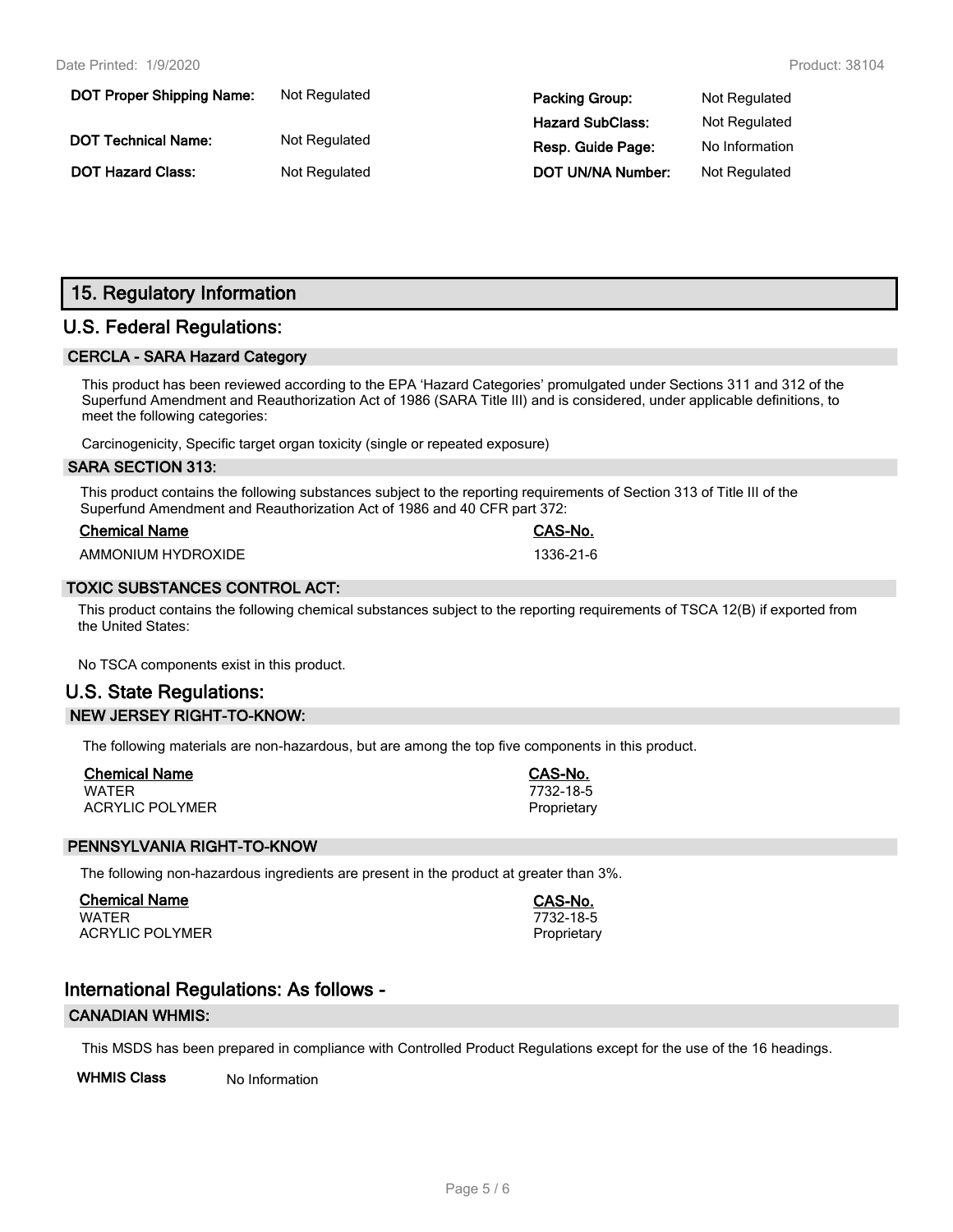| | | | |
|---|---|---|---|
| **DOT Proper Shipping Name:** | Not Regulated | **Packing Group:** | Not Regulated |
| | | **Hazard SubClass:** | Not Regulated |
| **DOT Technical Name:** | Not Regulated | **Resp. Guide Page:** | No Information |
| **DOT Hazard Class:** | Not Regulated | **DOT UN/NA Number:** | Not Regulated |

## 15. Regulatory Information

## U.S. Federal Regulations:

### CERCLA - SARA Hazard Category

This product has been reviewed according to the EPA 'Hazard Categories' promulgated under Sections 311 and 312 of the Superfund Amendment and Reauthorization Act of 1986 (SARA Title III) and is considered, under applicable definitions, to meet the following categories:

Carcinogenicity, Specific target organ toxicity (single or repeated exposure)

### SARA SECTION 313:

This product contains the following substances subject to the reporting requirements of Section 313 of Title III of the Superfund Amendment and Reauthorization Act of 1986 and 40 CFR part 372:

| Chemical Name | CAS-No. |
|---|---|
| AMMONIUM HYDROXIDE | 1336-21-6 |

### TOXIC SUBSTANCES CONTROL ACT:

This product contains the following chemical substances subject to the reporting requirements of TSCA 12(B) if exported from the United States:

No TSCA components exist in this product.

## U.S. State Regulations:

### NEW JERSEY RIGHT-TO-KNOW:

The following materials are non-hazardous, but are among the top five components in this product.

| Chemical Name | CAS-No. |
|---|---|
| WATER | 7732-18-5 |
| ACRYLIC POLYMER | Proprietary |

### PENNSYLVANIA RIGHT-TO-KNOW

The following non-hazardous ingredients are present in the product at greater than 3%.

| Chemical Name | CAS-No. |
|---|---|
| WATER | 7732-18-5 |
| ACRYLIC POLYMER | Proprietary |

## International Regulations: As follows -

### CANADIAN WHMIS:

This MSDS has been prepared in compliance with Controlled Product Regulations except for the use of the 16 headings.

**WHMIS Class** No Information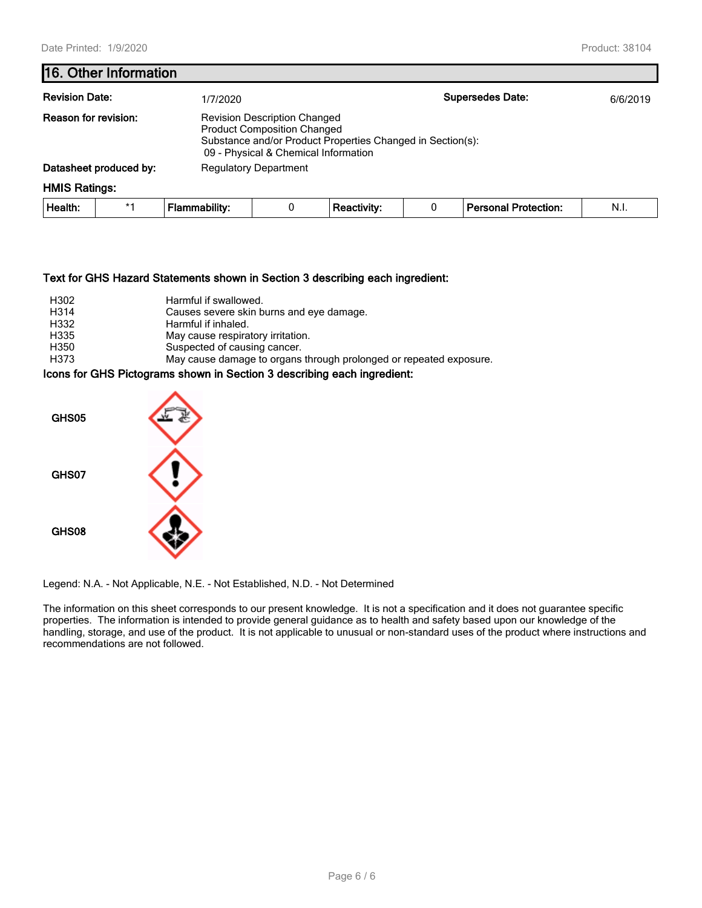## 16. Other Information

**Revision Date:** 1/7/2020 **Supersedes Date:** 6/6/2019

**Reason for revision:** Revision Description Changed
Product Composition Changed
Substance and/or Product Properties Changed in Section(s):
09 - Physical & Chemical Information

**Datasheet produced by:** Regulatory Department

**HMIS Ratings:**

| | | | | | | | |
|---|---|---|---|---|---|---|---|
| **Health:** | *1 | **Flammability:** | 0 | **Reactivity:** | 0 | **Personal Protection:** | N.I. |

**Text for GHS Hazard Statements shown in Section 3 describing each ingredient:**

| | |
|---|---|
| H302 | Harmful if swallowed. |
| H314 | Causes severe skin burns and eye damage. |
| H332 | Harmful if inhaled. |
| H335 | May cause respiratory irritation. |
| H350 | Suspected of causing cancer. |
| H373 | May cause damage to organs through prolonged or repeated exposure. |

**Icons for GHS Pictograms shown in Section 3 describing each ingredient:**

**GHS05**

**GHS07**

**GHS08**

Legend: N.A. - Not Applicable, N.E. - Not Established, N.D. - Not Determined

The information on this sheet corresponds to our present knowledge. It is not a specification and it does not guarantee specific properties. The information is intended to provide general guidance as to health and safety based upon our knowledge of the handling, storage, and use of the product. It is not applicable to unusual or non-standard uses of the product where instructions and recommendations are not followed.